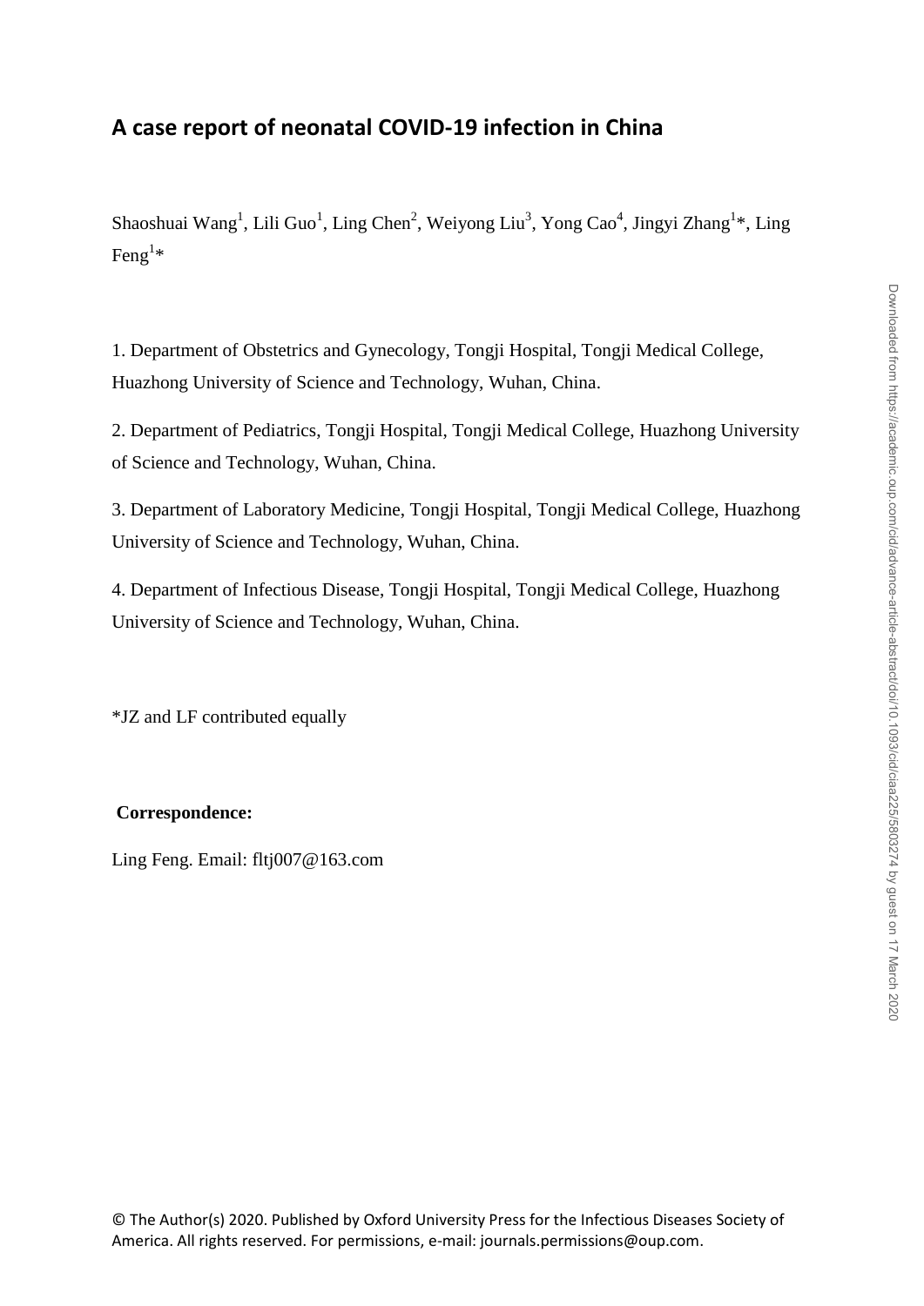# A case report of neonatal COVID-19 infection in China

Shaoshuai Wang[1], Lili Guo[1], Ling Chen[2], Weiyong Liu[3], Yong Cao[4], Jingyi Zhang[1]*, Ling Feng[1]*

1. Department of Obstetrics and Gynecology, Tongji Hospital, Tongji Medical College, Huazhong University of Science and Technology, Wuhan, China.

2. Department of Pediatrics, Tongji Hospital, Tongji Medical College, Huazhong University of Science and Technology, Wuhan, China.

3. Department of Laboratory Medicine, Tongji Hospital, Tongji Medical College, Huazhong University of Science and Technology, Wuhan, China.

4. Department of Infectious Disease, Tongji Hospital, Tongji Medical College, Huazhong University of Science and Technology, Wuhan, China.

*JZ and LF contributed equally

**Correspondence:**

Ling Feng. Email: fltj007@163.com

© The Author(s) 2020. Published by Oxford University Press for the Infectious Diseases Society of America. All rights reserved. For permissions, e-mail: journals.permissions@oup.com.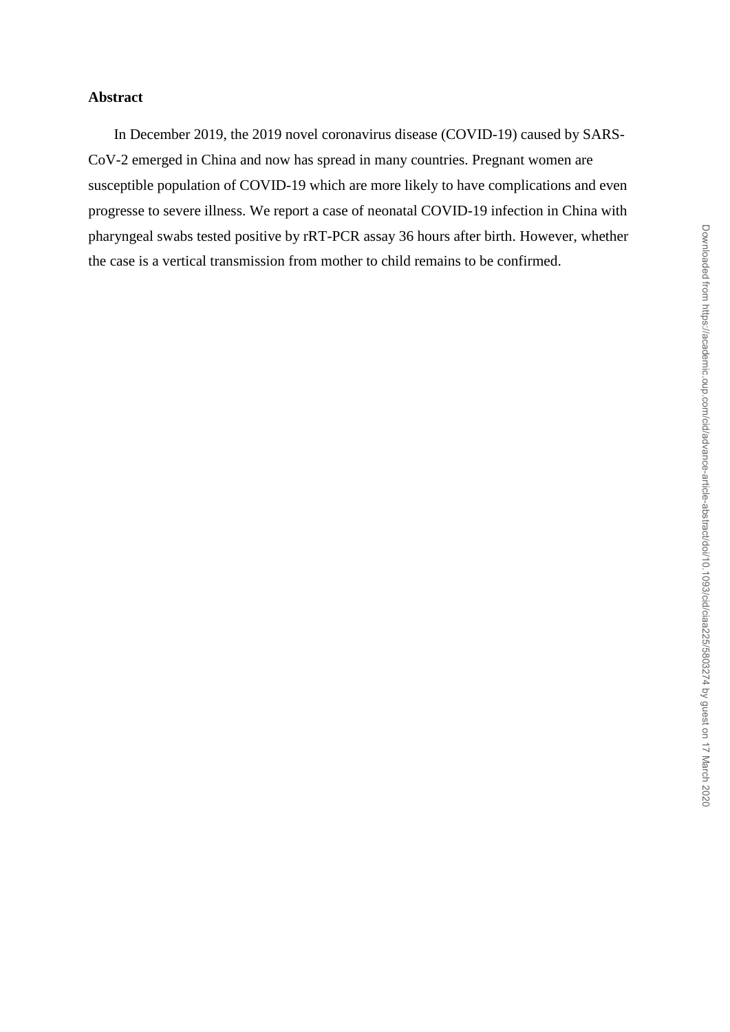**Abstract**

In December 2019, the 2019 novel coronavirus disease (COVID-19) caused by SARS-CoV-2 emerged in China and now has spread in many countries. Pregnant women are susceptible population of COVID-19 which are more likely to have complications and even progresse to severe illness. We report a case of neonatal COVID-19 infection in China with pharyngeal swabs tested positive by rRT-PCR assay 36 hours after birth. However, whether the case is a vertical transmission from mother to child remains to be confirmed.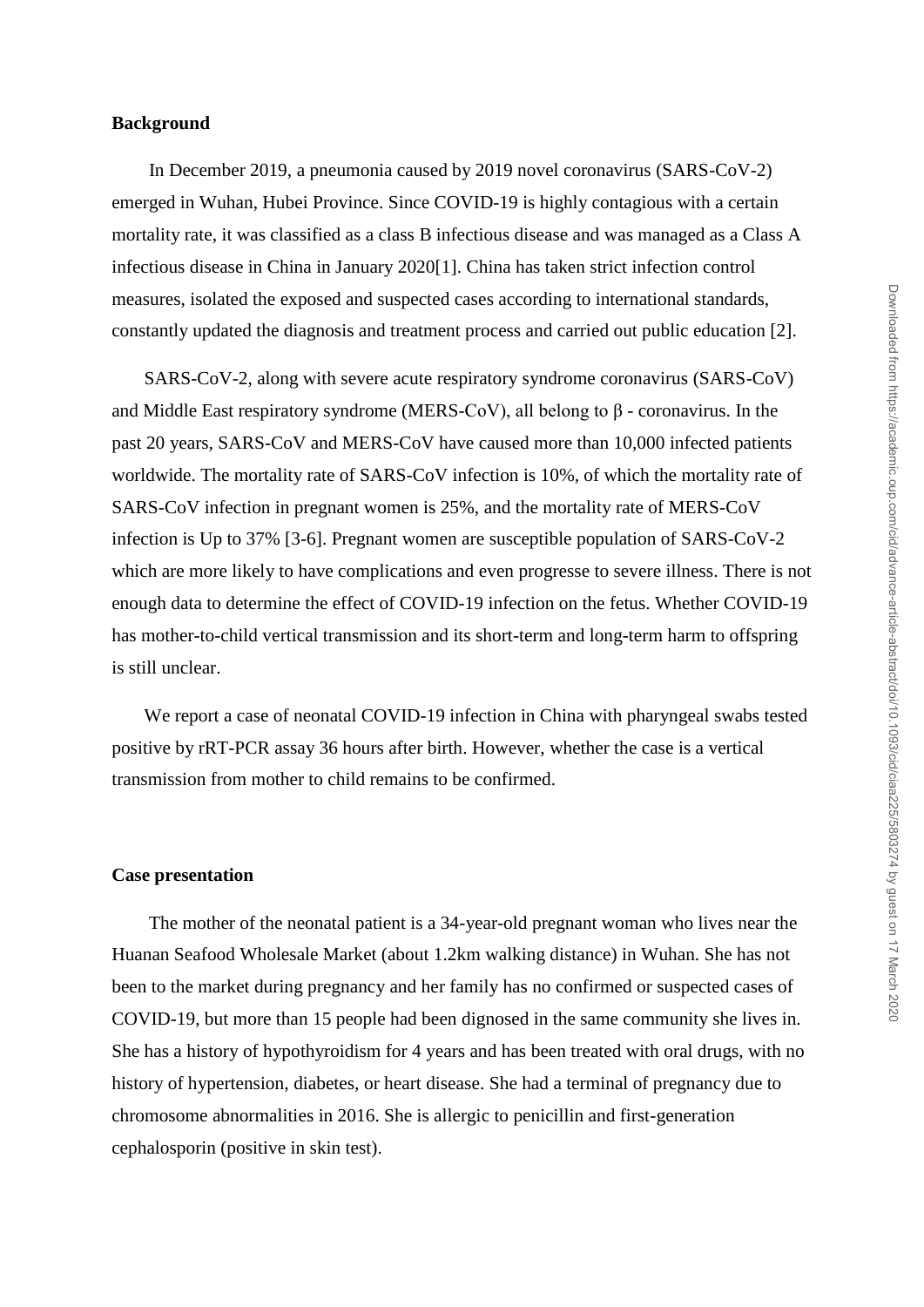**Background**

In December 2019, a pneumonia caused by 2019 novel coronavirus (SARS-CoV-2) emerged in Wuhan, Hubei Province. Since COVID-19 is highly contagious with a certain mortality rate, it was classified as a class B infectious disease and was managed as a Class A infectious disease in China in January 2020[1]. China has taken strict infection control measures, isolated the exposed and suspected cases according to international standards, constantly updated the diagnosis and treatment process and carried out public education [2].

SARS-CoV-2, along with severe acute respiratory syndrome coronavirus (SARS-CoV) and Middle East respiratory syndrome (MERS-CoV), all belong to β - coronavirus. In the past 20 years, SARS-CoV and MERS-CoV have caused more than 10,000 infected patients worldwide. The mortality rate of SARS-CoV infection is 10%, of which the mortality rate of SARS-CoV infection in pregnant women is 25%, and the mortality rate of MERS-CoV infection is Up to 37% [3-6]. Pregnant women are susceptible population of SARS-CoV-2 which are more likely to have complications and even progresse to severe illness. There is not enough data to determine the effect of COVID-19 infection on the fetus. Whether COVID-19 has mother-to-child vertical transmission and its short-term and long-term harm to offspring is still unclear.

We report a case of neonatal COVID-19 infection in China with pharyngeal swabs tested positive by rRT-PCR assay 36 hours after birth. However, whether the case is a vertical transmission from mother to child remains to be confirmed.

**Case presentation**

The mother of the neonatal patient is a 34-year-old pregnant woman who lives near the Huanan Seafood Wholesale Market (about 1.2km walking distance) in Wuhan. She has not been to the market during pregnancy and her family has no confirmed or suspected cases of COVID-19, but more than 15 people had been dignosed in the same community she lives in. She has a history of hypothyroidism for 4 years and has been treated with oral drugs, with no history of hypertension, diabetes, or heart disease. She had a terminal of pregnancy due to chromosome abnormalities in 2016. She is allergic to penicillin and first-generation cephalosporin (positive in skin test).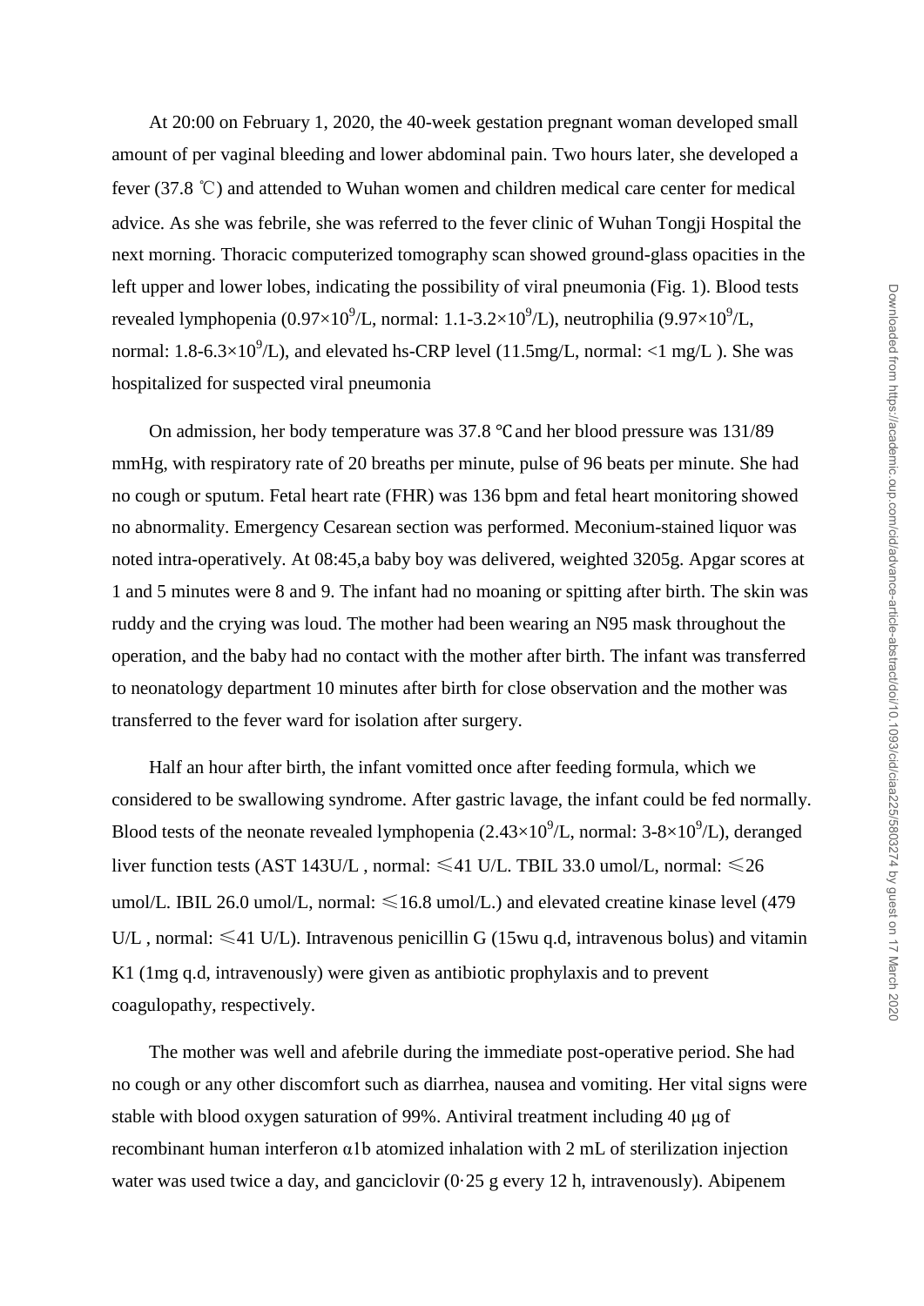At 20:00 on February 1, 2020, the 40-week gestation pregnant woman developed small amount of per vaginal bleeding and lower abdominal pain. Two hours later, she developed a fever (37.8 ℃) and attended to Wuhan women and children medical care center for medical advice. As she was febrile, she was referred to the fever clinic of Wuhan Tongji Hospital the next morning. Thoracic computerized tomography scan showed ground-glass opacities in the left upper and lower lobes, indicating the possibility of viral pneumonia (Fig. 1). Blood tests revealed lymphopenia ($0.97\times10^9$/L, normal: 1.1-3.2$\times10^9$/L), neutrophilia ($9.97\times10^9$/L, normal: 1.8-6.3$\times10^9$/L), and elevated hs-CRP level (11.5mg/L, normal: <1 mg/L ). She was hospitalized for suspected viral pneumonia

On admission, her body temperature was 37.8 ℃and her blood pressure was 131/89 mmHg, with respiratory rate of 20 breaths per minute, pulse of 96 beats per minute. She had no cough or sputum. Fetal heart rate (FHR) was 136 bpm and fetal heart monitoring showed no abnormality. Emergency Cesarean section was performed. Meconium-stained liquor was noted intra-operatively. At 08:45,a baby boy was delivered, weighted 3205g. Apgar scores at 1 and 5 minutes were 8 and 9. The infant had no moaning or spitting after birth. The skin was ruddy and the crying was loud. The mother had been wearing an N95 mask throughout the operation, and the baby had no contact with the mother after birth. The infant was transferred to neonatology department 10 minutes after birth for close observation and the mother was transferred to the fever ward for isolation after surgery.

Half an hour after birth, the infant vomitted once after feeding formula, which we considered to be swallowing syndrome. After gastric lavage, the infant could be fed normally. Blood tests of the neonate revealed lymphopenia ($2.43\times10^9$/L, normal: 3-8$\times10^9$/L), deranged liver function tests (AST 143U/L , normal: ≤41 U/L. TBIL 33.0 umol/L, normal: ≤26 umol/L. IBIL 26.0 umol/L, normal: ≤16.8 umol/L.) and elevated creatine kinase level (479 U/L , normal: ≤41 U/L). Intravenous penicillin G (15wu q.d, intravenous bolus) and vitamin K1 (1mg q.d, intravenously) were given as antibiotic prophylaxis and to prevent coagulopathy, respectively.

The mother was well and afebrile during the immediate post-operative period. She had no cough or any other discomfort such as diarrhea, nausea and vomiting. Her vital signs were stable with blood oxygen saturation of 99%. Antiviral treatment including 40 μg of recombinant human interferon α1b atomized inhalation with 2 mL of sterilization injection water was used twice a day, and ganciclovir (0·25 g every 12 h, intravenously). Abipenem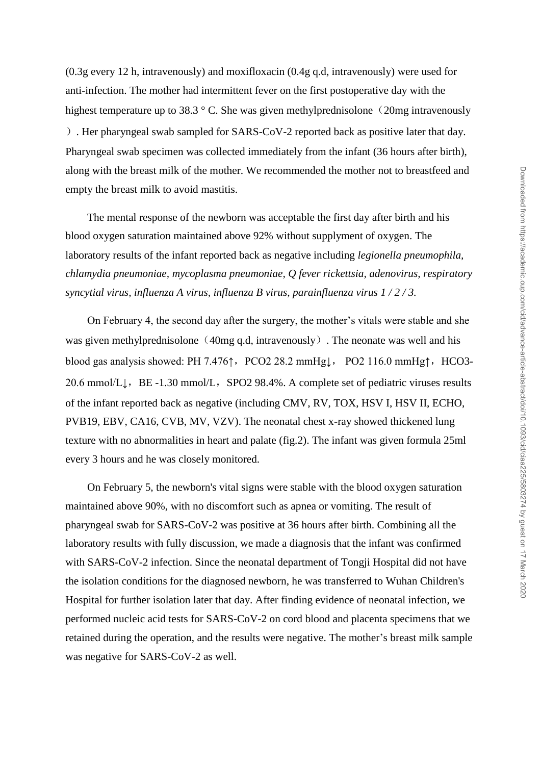(0.3g every 12 h, intravenously) and moxifloxacin (0.4g q.d, intravenously) were used for anti-infection. The mother had intermittent fever on the first postoperative day with the highest temperature up to 38.3 ° C. She was given methylprednisolone（20mg intravenously）. Her pharyngeal swab sampled for SARS-CoV-2 reported back as positive later that day. Pharyngeal swab specimen was collected immediately from the infant (36 hours after birth), along with the breast milk of the mother. We recommended the mother not to breastfeed and empty the breast milk to avoid mastitis.

The mental response of the newborn was acceptable the first day after birth and his blood oxygen saturation maintained above 92% without supplyment of oxygen. The laboratory results of the infant reported back as negative including *legionella pneumophila, chlamydia pneumoniae, mycoplasma pneumoniae, Q fever rickettsia, adenovirus, respiratory syncytial virus, influenza A virus, influenza B virus, parainfluenza virus 1 / 2 / 3.*

On February 4, the second day after the surgery, the mother's vitals were stable and she was given methylprednisolone（40mg q.d, intravenously）. The neonate was well and his blood gas analysis showed: PH 7.476↑，PCO2 28.2 mmHg↓， PO2 116.0 mmHg↑，HCO3- 20.6 mmol/L↓，BE -1.30 mmol/L，SPO2 98.4%. A complete set of pediatric viruses results of the infant reported back as negative (including CMV, RV, TOX, HSV I, HSV II, ECHO, PVB19, EBV, CA16, CVB, MV, VZV). The neonatal chest x-ray showed thickened lung texture with no abnormalities in heart and palate (fig.2). The infant was given formula 25ml every 3 hours and he was closely monitored.

On February 5, the newborn's vital signs were stable with the blood oxygen saturation maintained above 90%, with no discomfort such as apnea or vomiting. The result of pharyngeal swab for SARS-CoV-2 was positive at 36 hours after birth. Combining all the laboratory results with fully discussion, we made a diagnosis that the infant was confirmed with SARS-CoV-2 infection. Since the neonatal department of Tongji Hospital did not have the isolation conditions for the diagnosed newborn, he was transferred to Wuhan Children's Hospital for further isolation later that day. After finding evidence of neonatal infection, we performed nucleic acid tests for SARS-CoV-2 on cord blood and placenta specimens that we retained during the operation, and the results were negative. The mother's breast milk sample was negative for SARS-CoV-2 as well.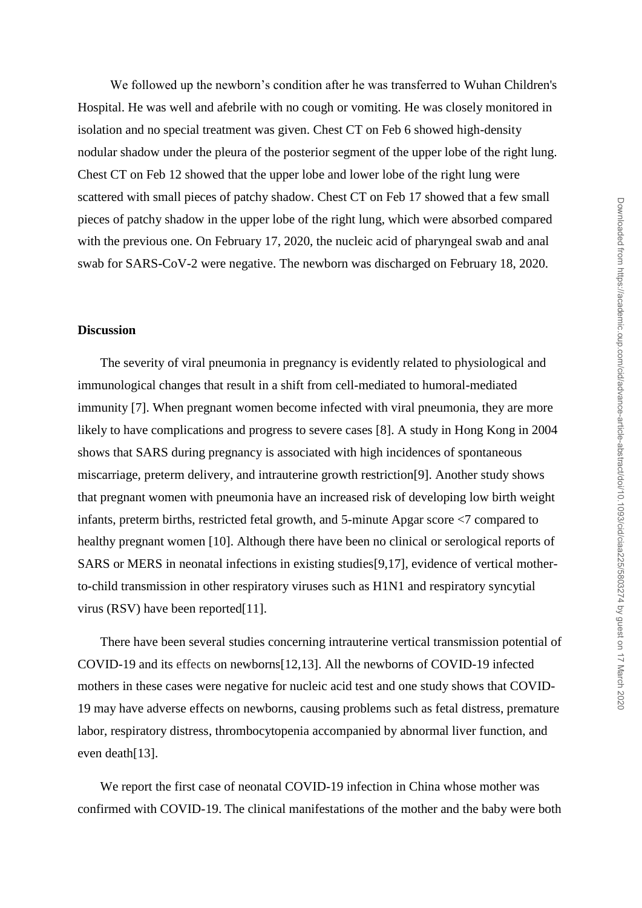We followed up the newborn's condition after he was transferred to Wuhan Children's Hospital. He was well and afebrile with no cough or vomiting. He was closely monitored in isolation and no special treatment was given. Chest CT on Feb 6 showed high-density nodular shadow under the pleura of the posterior segment of the upper lobe of the right lung. Chest CT on Feb 12 showed that the upper lobe and lower lobe of the right lung were scattered with small pieces of patchy shadow. Chest CT on Feb 17 showed that a few small pieces of patchy shadow in the upper lobe of the right lung, which were absorbed compared with the previous one. On February 17, 2020, the nucleic acid of pharyngeal swab and anal swab for SARS-CoV-2 were negative. The newborn was discharged on February 18, 2020.

## Discussion

The severity of viral pneumonia in pregnancy is evidently related to physiological and immunological changes that result in a shift from cell-mediated to humoral-mediated immunity [7]. When pregnant women become infected with viral pneumonia, they are more likely to have complications and progress to severe cases [8]. A study in Hong Kong in 2004 shows that SARS during pregnancy is associated with high incidences of spontaneous miscarriage, preterm delivery, and intrauterine growth restriction[9]. Another study shows that pregnant women with pneumonia have an increased risk of developing low birth weight infants, preterm births, restricted fetal growth, and 5-minute Apgar score <7 compared to healthy pregnant women [10]. Although there have been no clinical or serological reports of SARS or MERS in neonatal infections in existing studies[9,17], evidence of vertical mother-to-child transmission in other respiratory viruses such as H1N1 and respiratory syncytial virus (RSV) have been reported[11].

There have been several studies concerning intrauterine vertical transmission potential of COVID-19 and its effects on newborns[12,13]. All the newborns of COVID-19 infected mothers in these cases were negative for nucleic acid test and one study shows that COVID-19 may have adverse effects on newborns, causing problems such as fetal distress, premature labor, respiratory distress, thrombocytopenia accompanied by abnormal liver function, and even death[13].

We report the first case of neonatal COVID-19 infection in China whose mother was confirmed with COVID-19. The clinical manifestations of the mother and the baby were both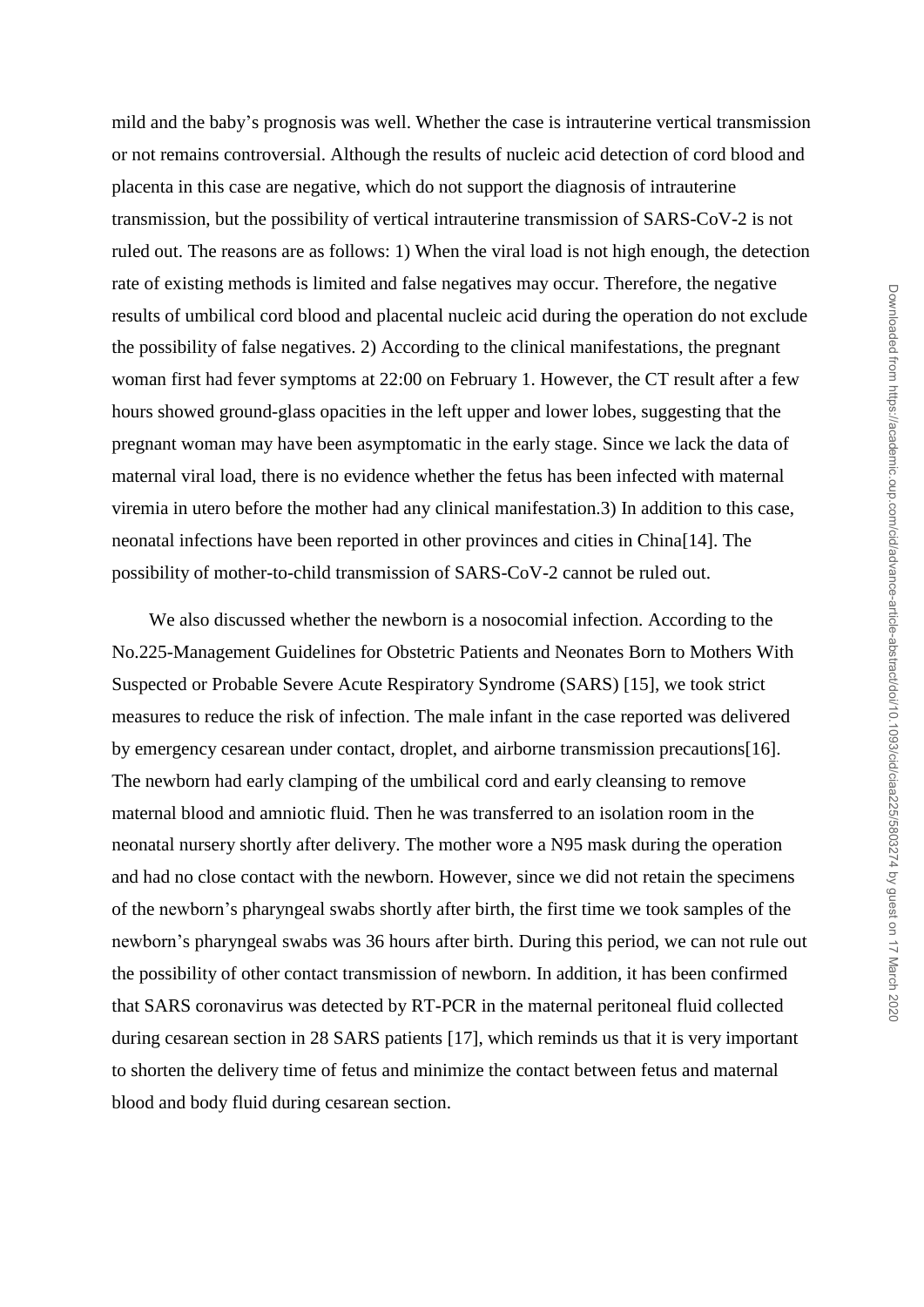mild and the baby's prognosis was well. Whether the case is intrauterine vertical transmission or not remains controversial. Although the results of nucleic acid detection of cord blood and placenta in this case are negative, which do not support the diagnosis of intrauterine transmission, but the possibility of vertical intrauterine transmission of SARS-CoV-2 is not ruled out. The reasons are as follows: 1) When the viral load is not high enough, the detection rate of existing methods is limited and false negatives may occur. Therefore, the negative results of umbilical cord blood and placental nucleic acid during the operation do not exclude the possibility of false negatives. 2) According to the clinical manifestations, the pregnant woman first had fever symptoms at 22:00 on February 1. However, the CT result after a few hours showed ground-glass opacities in the left upper and lower lobes, suggesting that the pregnant woman may have been asymptomatic in the early stage. Since we lack the data of maternal viral load, there is no evidence whether the fetus has been infected with maternal viremia in utero before the mother had any clinical manifestation.3) In addition to this case, neonatal infections have been reported in other provinces and cities in China[14]. The possibility of mother-to-child transmission of SARS-CoV-2 cannot be ruled out.

We also discussed whether the newborn is a nosocomial infection. According to the No.225-Management Guidelines for Obstetric Patients and Neonates Born to Mothers With Suspected or Probable Severe Acute Respiratory Syndrome (SARS) [15], we took strict measures to reduce the risk of infection. The male infant in the case reported was delivered by emergency cesarean under contact, droplet, and airborne transmission precautions[16]. The newborn had early clamping of the umbilical cord and early cleansing to remove maternal blood and amniotic fluid. Then he was transferred to an isolation room in the neonatal nursery shortly after delivery. The mother wore a N95 mask during the operation and had no close contact with the newborn. However, since we did not retain the specimens of the newborn's pharyngeal swabs shortly after birth, the first time we took samples of the newborn's pharyngeal swabs was 36 hours after birth. During this period, we can not rule out the possibility of other contact transmission of newborn. In addition, it has been confirmed that SARS coronavirus was detected by RT-PCR in the maternal peritoneal fluid collected during cesarean section in 28 SARS patients [17], which reminds us that it is very important to shorten the delivery time of fetus and minimize the contact between fetus and maternal blood and body fluid during cesarean section.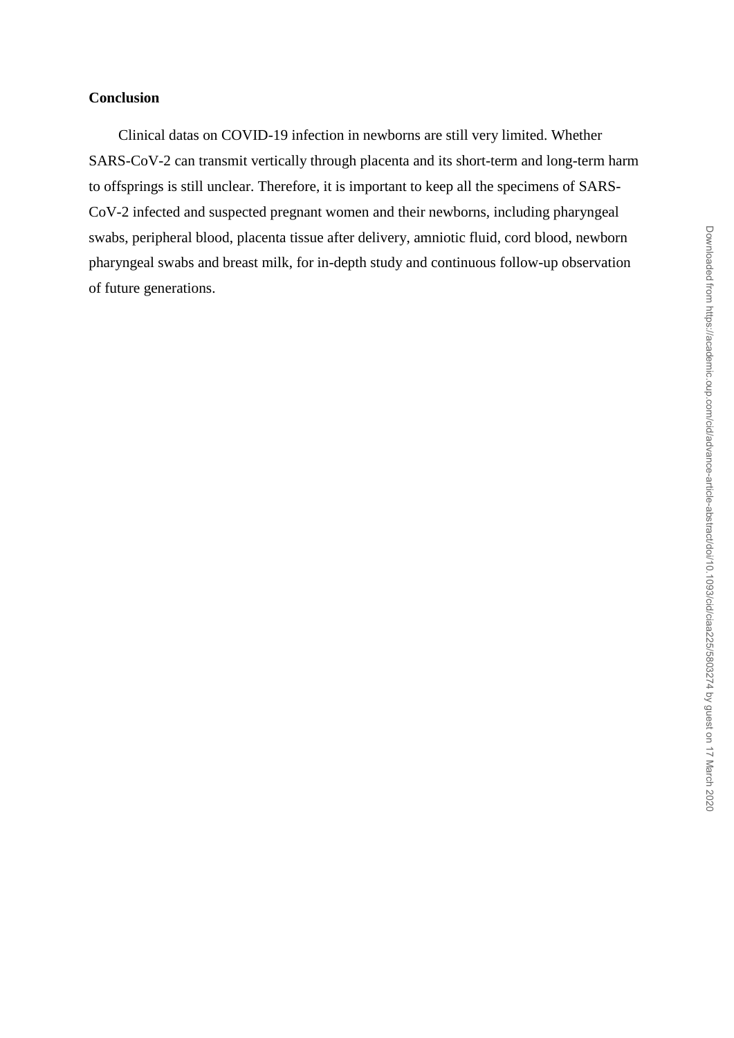## Conclusion

Clinical datas on COVID-19 infection in newborns are still very limited. Whether SARS-CoV-2 can transmit vertically through placenta and its short-term and long-term harm to offsprings is still unclear. Therefore, it is important to keep all the specimens of SARS-CoV-2 infected and suspected pregnant women and their newborns, including pharyngeal swabs, peripheral blood, placenta tissue after delivery, amniotic fluid, cord blood, newborn pharyngeal swabs and breast milk, for in-depth study and continuous follow-up observation of future generations.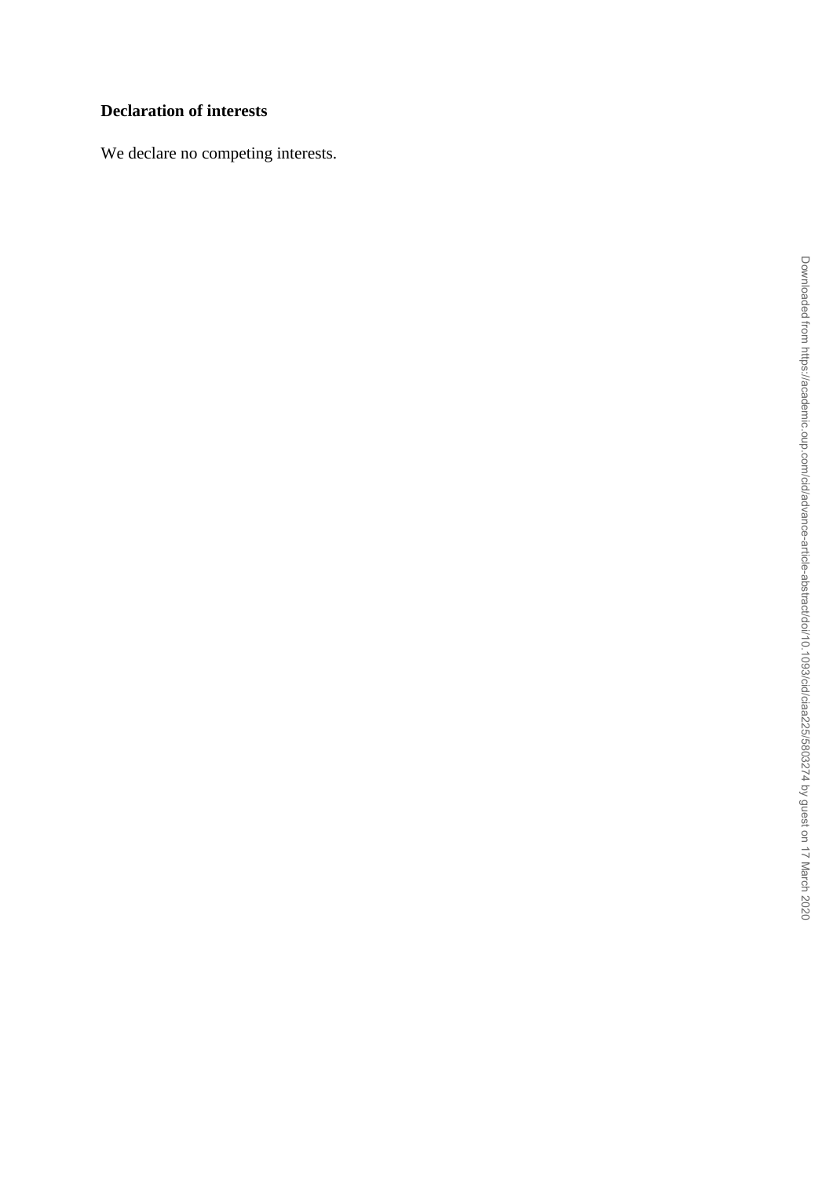**Declaration of interests**

We declare no competing interests.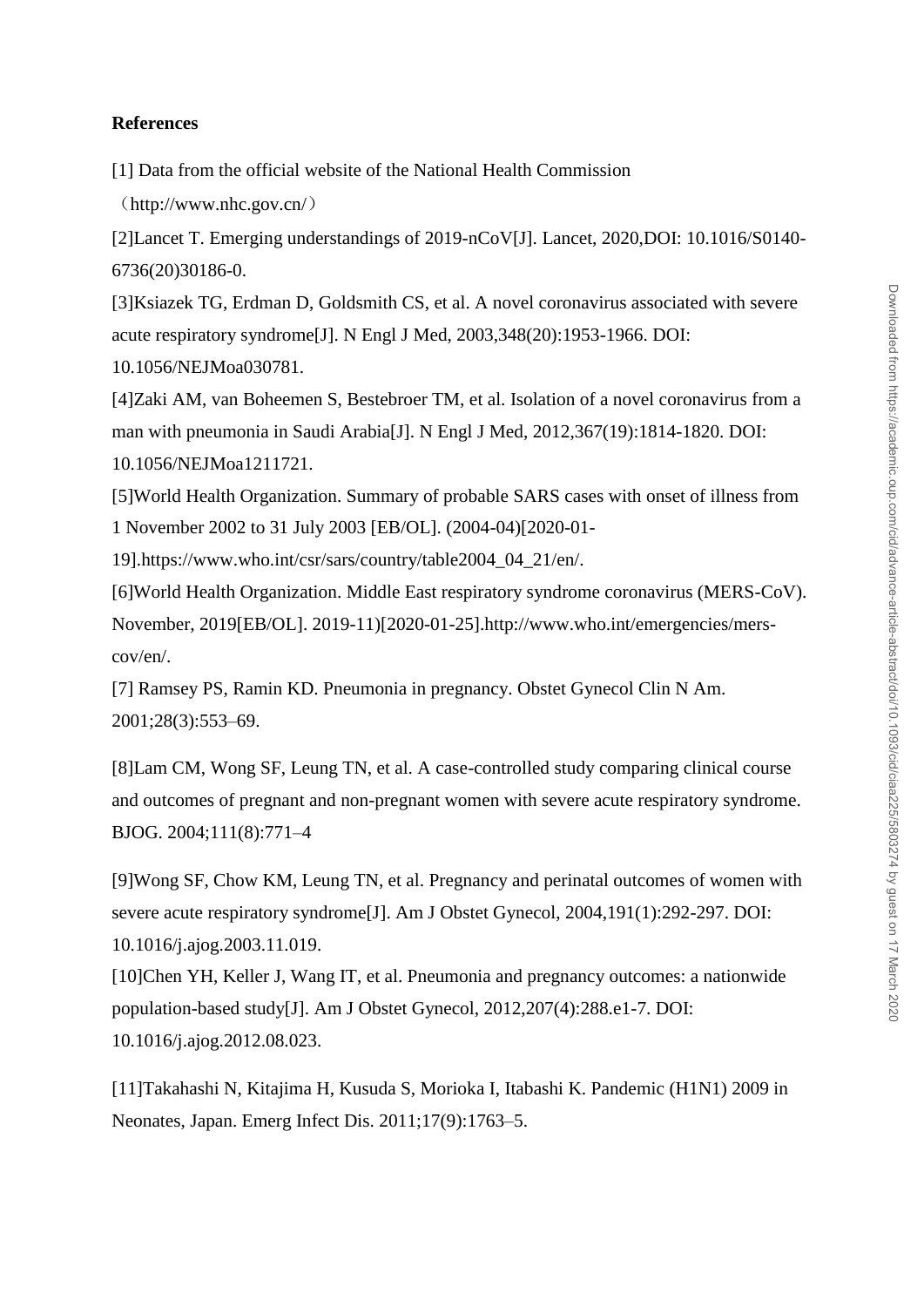**References**

[1] Data from the official website of the National Health Commission （http://www.nhc.gov.cn/）

[2]Lancet T. Emerging understandings of 2019-nCoV[J]. Lancet, 2020,DOI: 10.1016/S0140-6736(20)30186-0.

[3]Ksiazek TG, Erdman D, Goldsmith CS, et al. A novel coronavirus associated with severe acute respiratory syndrome[J]. N Engl J Med, 2003,348(20):1953-1966. DOI: 10.1056/NEJMoa030781.

[4]Zaki AM, van Boheemen S, Bestebroer TM, et al. Isolation of a novel coronavirus from a man with pneumonia in Saudi Arabia[J]. N Engl J Med, 2012,367(19):1814-1820. DOI: 10.1056/NEJMoa1211721.

[5]World Health Organization. Summary of probable SARS cases with onset of illness from 1 November 2002 to 31 July 2003 [EB/OL]. (2004-04)[2020-01-19].https://www.who.int/csr/sars/country/table2004_04_21/en/.

[6]World Health Organization. Middle East respiratory syndrome coronavirus (MERS-CoV). November, 2019[EB/OL]. 2019-11)[2020-01-25].http://www.who.int/emergencies/mers-cov/en/.

[7] Ramsey PS, Ramin KD. Pneumonia in pregnancy. Obstet Gynecol Clin N Am. 2001;28(3):553–69.

[8]Lam CM, Wong SF, Leung TN, et al. A case-controlled study comparing clinical course and outcomes of pregnant and non-pregnant women with severe acute respiratory syndrome. BJOG. 2004;111(8):771–4

[9]Wong SF, Chow KM, Leung TN, et al. Pregnancy and perinatal outcomes of women with severe acute respiratory syndrome[J]. Am J Obstet Gynecol, 2004,191(1):292-297. DOI: 10.1016/j.ajog.2003.11.019.

[10]Chen YH, Keller J, Wang IT, et al. Pneumonia and pregnancy outcomes: a nationwide population-based study[J]. Am J Obstet Gynecol, 2012,207(4):288.e1-7. DOI: 10.1016/j.ajog.2012.08.023.

[11]Takahashi N, Kitajima H, Kusuda S, Morioka I, Itabashi K. Pandemic (H1N1) 2009 in Neonates, Japan. Emerg Infect Dis. 2011;17(9):1763–5.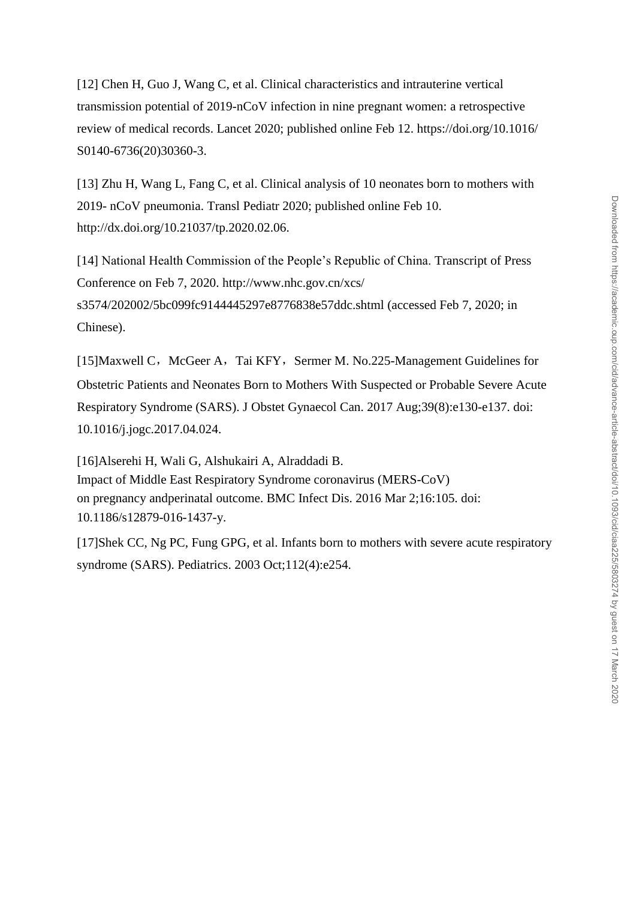[12] Chen H, Guo J, Wang C, et al. Clinical characteristics and intrauterine vertical transmission potential of 2019-nCoV infection in nine pregnant women: a retrospective review of medical records. Lancet 2020; published online Feb 12. https://doi.org/10.1016/S0140-6736(20)30360-3.

[13] Zhu H, Wang L, Fang C, et al. Clinical analysis of 10 neonates born to mothers with 2019- nCoV pneumonia. Transl Pediatr 2020; published online Feb 10. http://dx.doi.org/10.21037/tp.2020.02.06.

[14] National Health Commission of the People's Republic of China. Transcript of Press Conference on Feb 7, 2020. http://www.nhc.gov.cn/xcs/s3574/202002/5bc099fc9144445297e8776838e57ddc.shtml (accessed Feb 7, 2020; in Chinese).

[15]Maxwell C，McGeer A，Tai KFY，Sermer M. No.225-Management Guidelines for Obstetric Patients and Neonates Born to Mothers With Suspected or Probable Severe Acute Respiratory Syndrome (SARS). J Obstet Gynaecol Can. 2017 Aug;39(8):e130-e137. doi: 10.1016/j.jogc.2017.04.024.

[16]Alserehi H, Wali G, Alshukairi A, Alraddadi B. Impact of Middle East Respiratory Syndrome coronavirus (MERS-CoV) on pregnancy andperinatal outcome. BMC Infect Dis. 2016 Mar 2;16:105. doi: 10.1186/s12879-016-1437-y.

[17]Shek CC, Ng PC, Fung GPG, et al. Infants born to mothers with severe acute respiratory syndrome (SARS). Pediatrics. 2003 Oct;112(4):e254.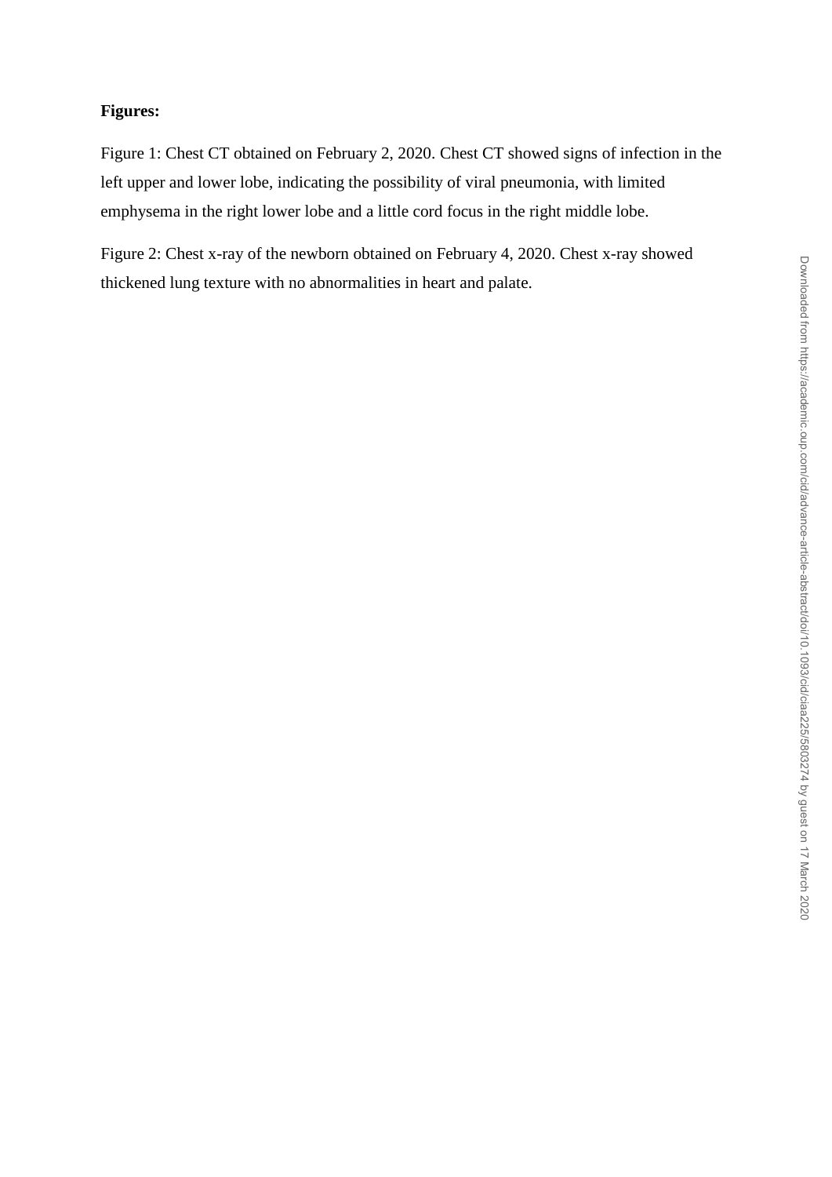**Figures:**

Figure 1: Chest CT obtained on February 2, 2020. Chest CT showed signs of infection in the left upper and lower lobe, indicating the possibility of viral pneumonia, with limited emphysema in the right lower lobe and a little cord focus in the right middle lobe.

Figure 2: Chest x-ray of the newborn obtained on February 4, 2020. Chest x-ray showed thickened lung texture with no abnormalities in heart and palate.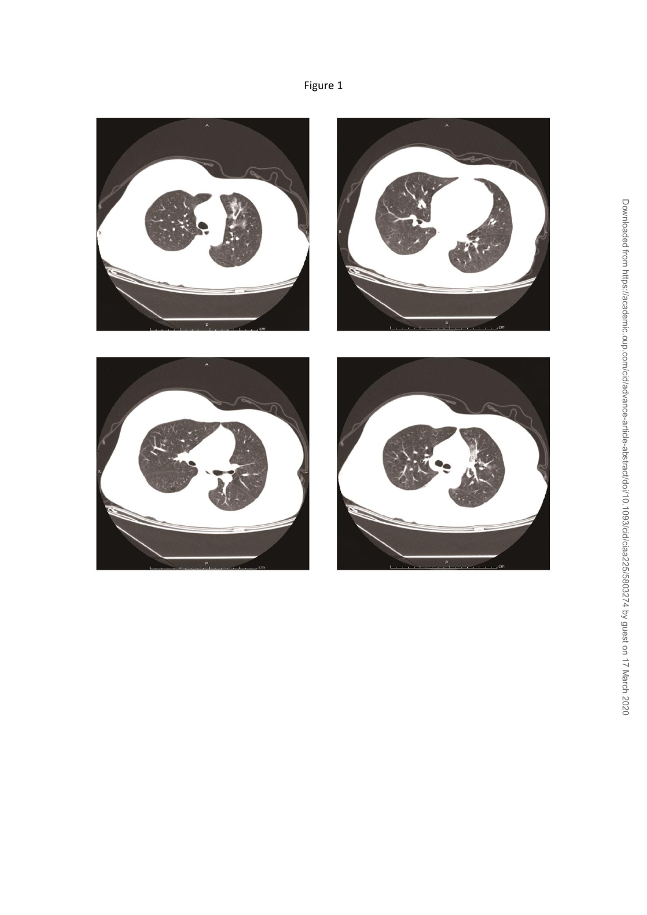Figure 1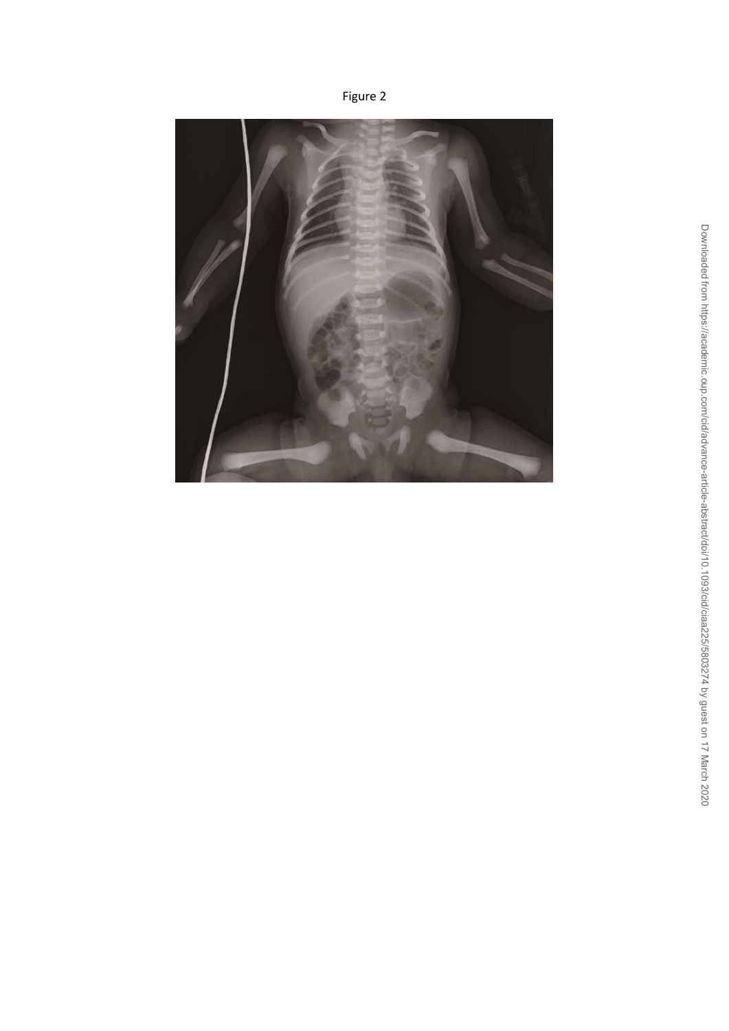Figure 2